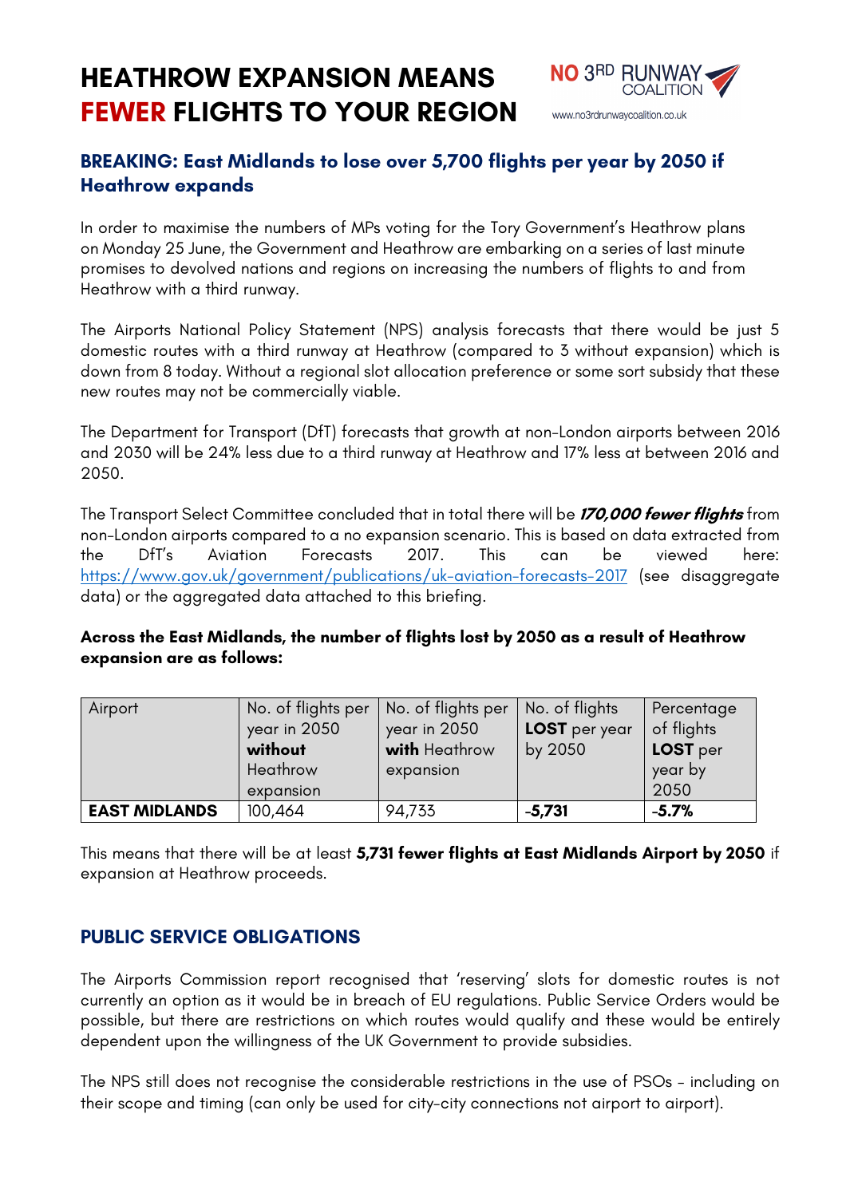# HEATHROW EXPANSION MEANS **FEWER** FLIGHTS TO YOUR REGION

NO 3RD RUNWAY COALITION
www.no3rdrunwaycoalition.co.uk

## BREAKING: East Midlands to lose over 5,700 flights per year by 2050 if Heathrow expands

In order to maximise the numbers of MPs voting for the Tory Government's Heathrow plans on Monday 25 June, the Government and Heathrow are embarking on a series of last minute promises to devolved nations and regions on increasing the numbers of flights to and from Heathrow with a third runway.

The Airports National Policy Statement (NPS) analysis forecasts that there would be just 5 domestic routes with a third runway at Heathrow (compared to 3 without expansion) which is down from 8 today. Without a regional slot allocation preference or some sort subsidy that these new routes may not be commercially viable.

The Department for Transport (DfT) forecasts that growth at non-London airports between 2016 and 2030 will be 24% less due to a third runway at Heathrow and 17% less at between 2016 and 2050.

The Transport Select Committee concluded that in total there will be ***170,000 fewer flights*** from non-London airports compared to a no expansion scenario. This is based on data extracted from the DfT's Aviation Forecasts 2017. This can be viewed here: https://www.gov.uk/government/publications/uk-aviation-forecasts-2017 (see disaggregate data) or the aggregated data attached to this briefing.

**Across the East Midlands, the number of flights lost by 2050 as a result of Heathrow expansion are as follows:**

| Airport | No. of flights per year in 2050 **without** Heathrow expansion | No. of flights per year in 2050 **with** Heathrow expansion | No. of flights **LOST** per year by 2050 | Percentage of flights **LOST** per year by 2050 |
|---|---|---|---|---|
| **EAST MIDLANDS** | 100,464 | 94,733 | **-5,731** | **-5.7%** |

This means that there will be at least **5,731 fewer flights at East Midlands Airport by 2050** if expansion at Heathrow proceeds.

## PUBLIC SERVICE OBLIGATIONS

The Airports Commission report recognised that 'reserving' slots for domestic routes is not currently an option as it would be in breach of EU regulations. Public Service Orders would be possible, but there are restrictions on which routes would qualify and these would be entirely dependent upon the willingness of the UK Government to provide subsidies.

The NPS still does not recognise the considerable restrictions in the use of PSOs – including on their scope and timing (can only be used for city-city connections not airport to airport).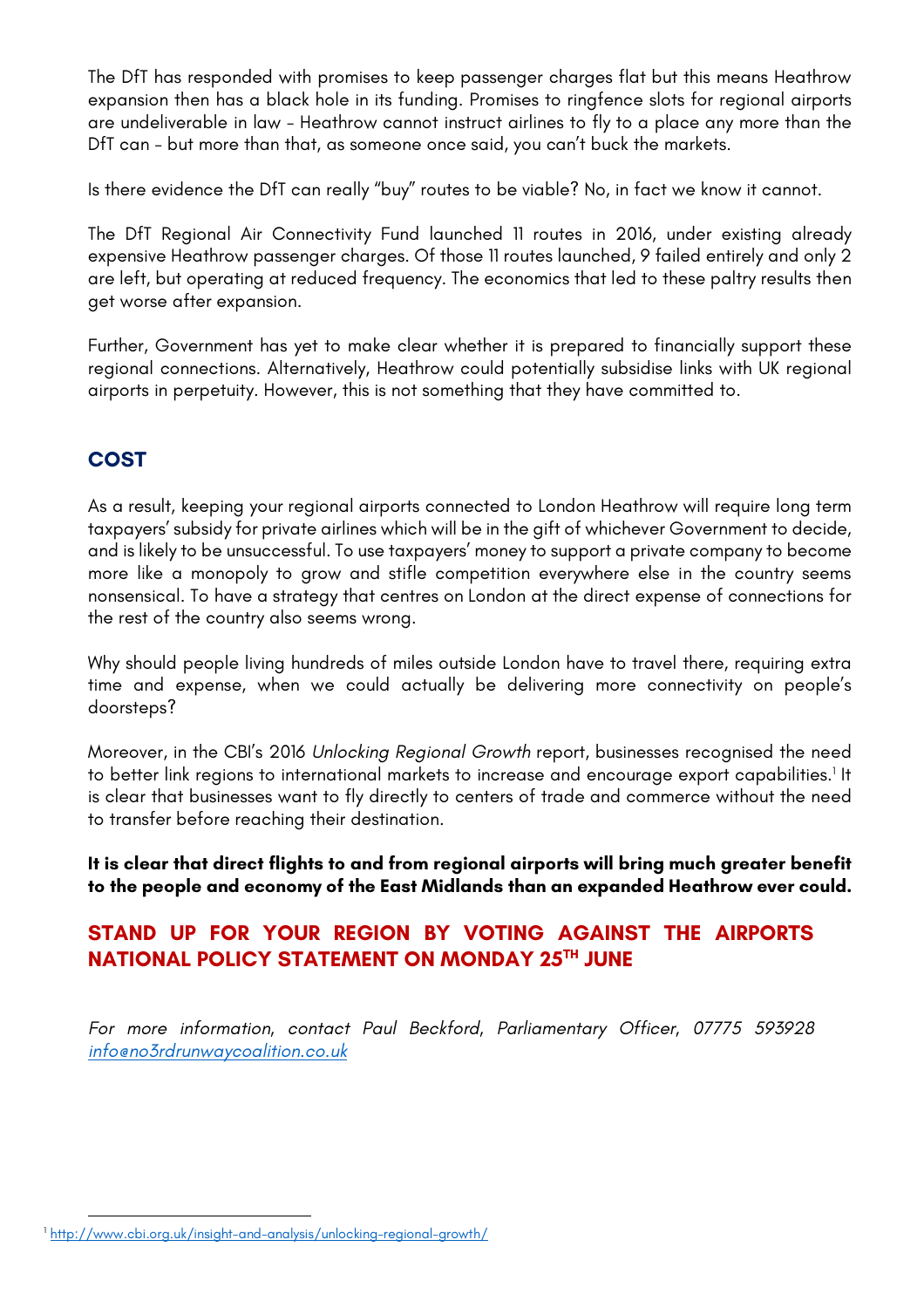The DfT has responded with promises to keep passenger charges flat but this means Heathrow expansion then has a black hole in its funding. Promises to ringfence slots for regional airports are undeliverable in law – Heathrow cannot instruct airlines to fly to a place any more than the DfT can – but more than that, as someone once said, you can't buck the markets.

Is there evidence the DfT can really "buy" routes to be viable? No, in fact we know it cannot.

The DfT Regional Air Connectivity Fund launched 11 routes in 2016, under existing already expensive Heathrow passenger charges. Of those 11 routes launched, 9 failed entirely and only 2 are left, but operating at reduced frequency. The economics that led to these paltry results then get worse after expansion.

Further, Government has yet to make clear whether it is prepared to financially support these regional connections. Alternatively, Heathrow could potentially subsidise links with UK regional airports in perpetuity. However, this is not something that they have committed to.

## COST

As a result, keeping your regional airports connected to London Heathrow will require long term taxpayers' subsidy for private airlines which will be in the gift of whichever Government to decide, and is likely to be unsuccessful. To use taxpayers' money to support a private company to become more like a monopoly to grow and stifle competition everywhere else in the country seems nonsensical. To have a strategy that centres on London at the direct expense of connections for the rest of the country also seems wrong.

Why should people living hundreds of miles outside London have to travel there, requiring extra time and expense, when we could actually be delivering more connectivity on people's doorsteps?

Moreover, in the CBI's 2016 *Unlocking Regional Growth* report, businesses recognised the need to better link regions to international markets to increase and encourage export capabilities.[1] It is clear that businesses want to fly directly to centers of trade and commerce without the need to transfer before reaching their destination.

**It is clear that direct flights to and from regional airports will bring much greater benefit to the people and economy of the East Midlands than an expanded Heathrow ever could.**

## STAND UP FOR YOUR REGION BY VOTING AGAINST THE AIRPORTS NATIONAL POLICY STATEMENT ON MONDAY 25TH JUNE

*For more information, contact Paul Beckford, Parliamentary Officer, 07775 593928 info@no3rdrunwaycoalition.co.uk*

[1] http://www.cbi.org.uk/insight-and-analysis/unlocking-regional-growth/